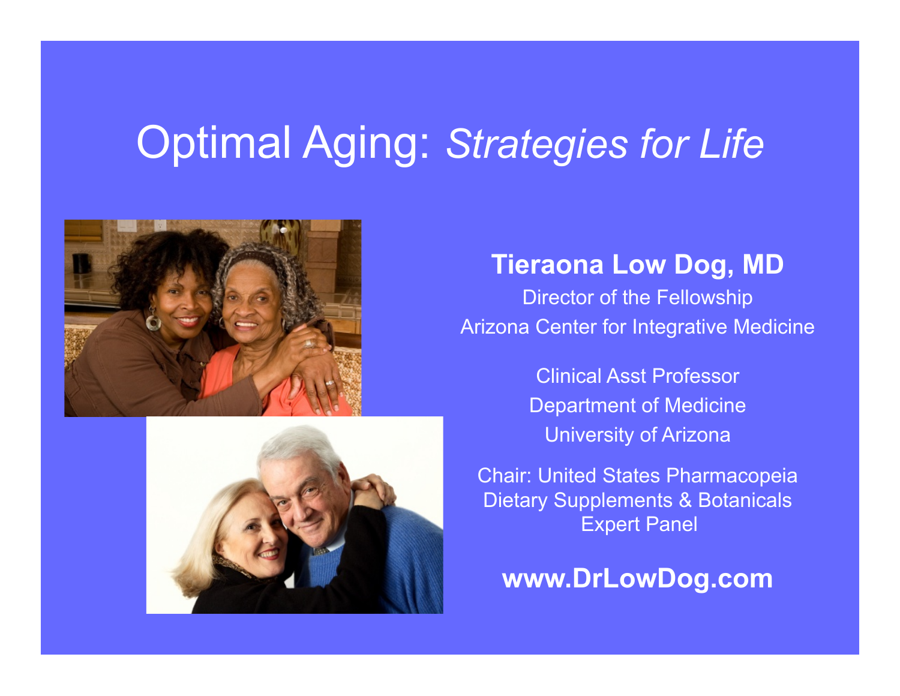# Optimal Aging: *Strategies for Life*

**Tieraona Low Dog, MD**

Director of the Fellowship
Arizona Center for Integrative Medicine

Clinical Asst Professor
Department of Medicine
University of Arizona

Chair: United States Pharmacopeia
Dietary Supplements & Botanicals
Expert Panel

**www.DrLowDog.com**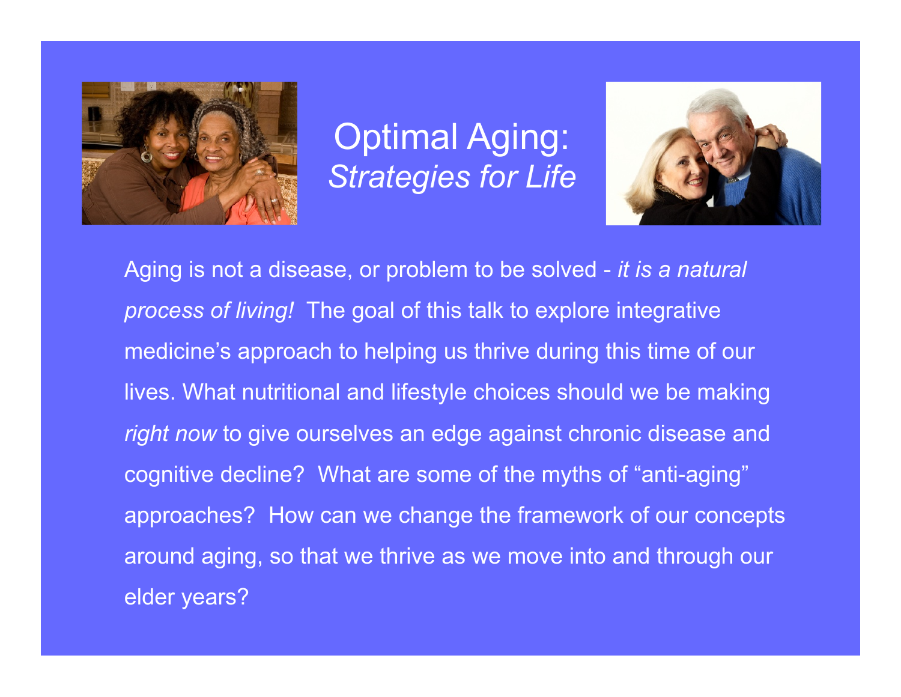# Optimal Aging:
## *Strategies for Life*

Aging is not a disease, or problem to be solved - *it is a natural process of living!* The goal of this talk to explore integrative medicine's approach to helping us thrive during this time of our lives. What nutritional and lifestyle choices should we be making *right now* to give ourselves an edge against chronic disease and cognitive decline? What are some of the myths of "anti-aging" approaches? How can we change the framework of our concepts around aging, so that we thrive as we move into and through our elder years?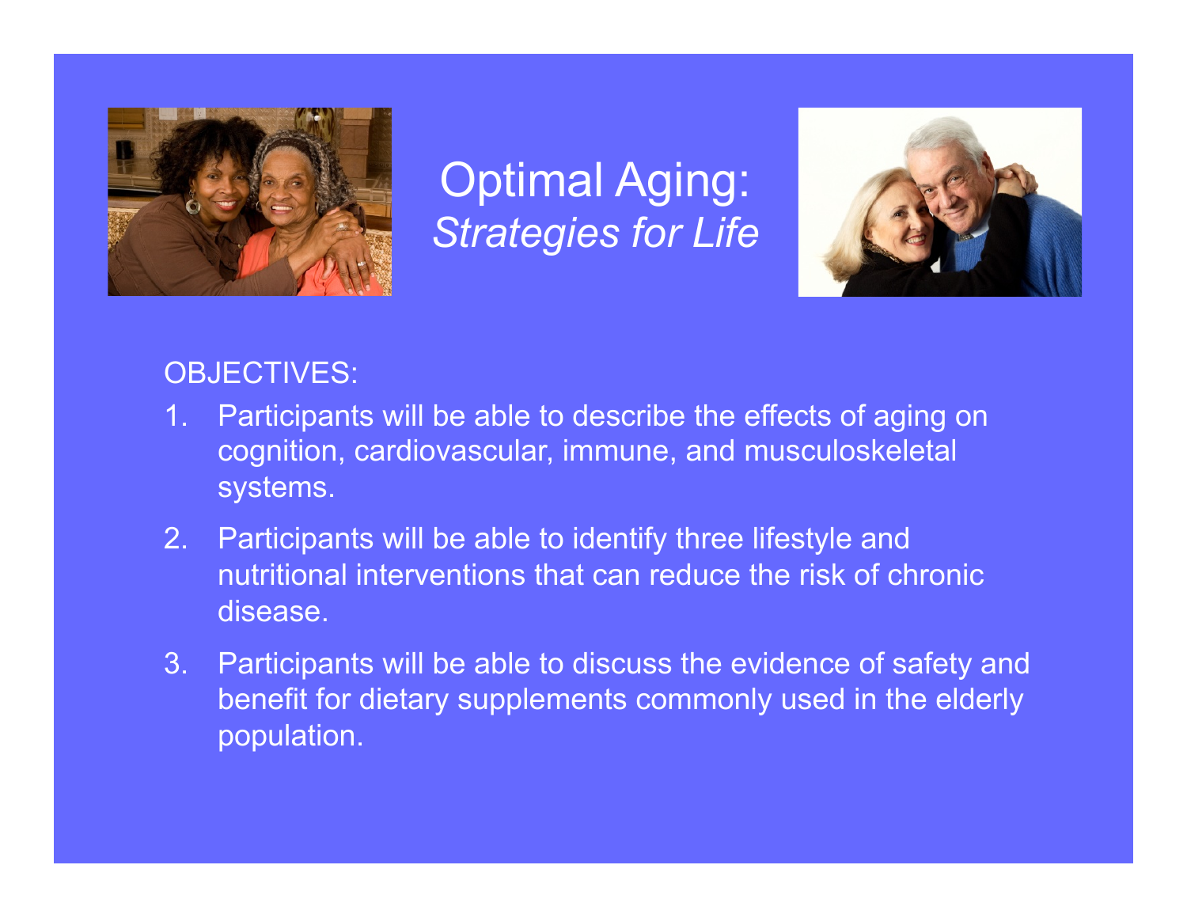# Optimal Aging:

## *Strategies for Life*

OBJECTIVES:

1. Participants will be able to describe the effects of aging on cognition, cardiovascular, immune, and musculoskeletal systems.
2. Participants will be able to identify three lifestyle and nutritional interventions that can reduce the risk of chronic disease.
3. Participants will be able to discuss the evidence of safety and benefit for dietary supplements commonly used in the elderly population.